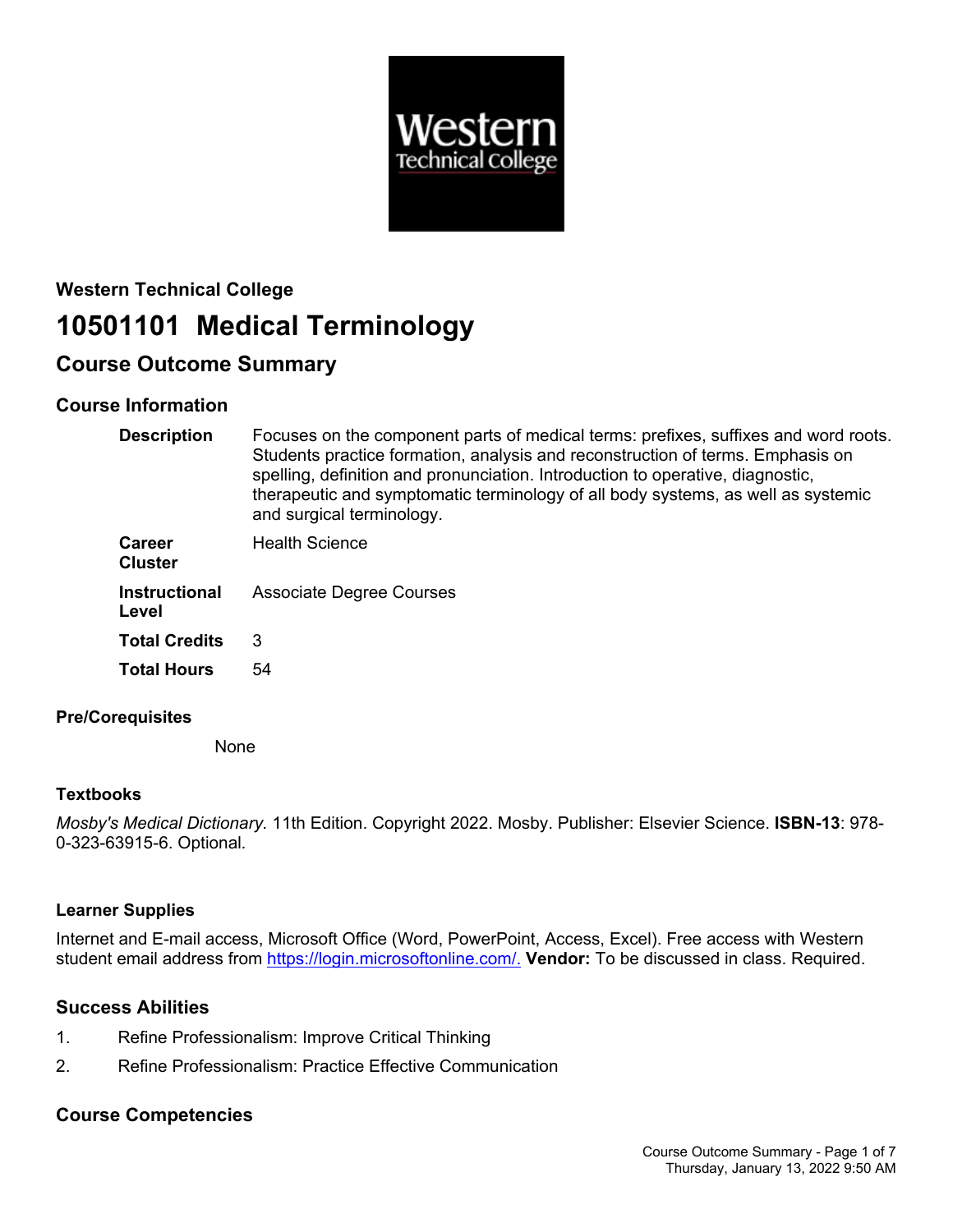### Western Technical College

# 10501101 Medical Terminology

## Course Outcome Summary

### Course Information

| | |
|---|---|
| **Description** | Focuses on the component parts of medical terms: prefixes, suffixes and word roots. Students practice formation, analysis and reconstruction of terms. Emphasis on spelling, definition and pronunciation. Introduction to operative, diagnostic, therapeutic and symptomatic terminology of all body systems, as well as systemic and surgical terminology. |
| **Career Cluster** | Health Science |
| **Instructional Level** | Associate Degree Courses |
| **Total Credits** | 3 |
| **Total Hours** | 54 |

### Pre/Corequisites

None

### Textbooks

*Mosby's Medical Dictionary.* 11th Edition. Copyright 2022. Mosby. Publisher: Elsevier Science. **ISBN-13**: 978-0-323-63915-6. Optional.

### Learner Supplies

Internet and E-mail access, Microsoft Office (Word, PowerPoint, Access, Excel). Free access with Western student email address from https://login.microsoftonline.com/. **Vendor:** To be discussed in class. Required.

### Success Abilities

1. Refine Professionalism: Improve Critical Thinking
2. Refine Professionalism: Practice Effective Communication

### Course Competencies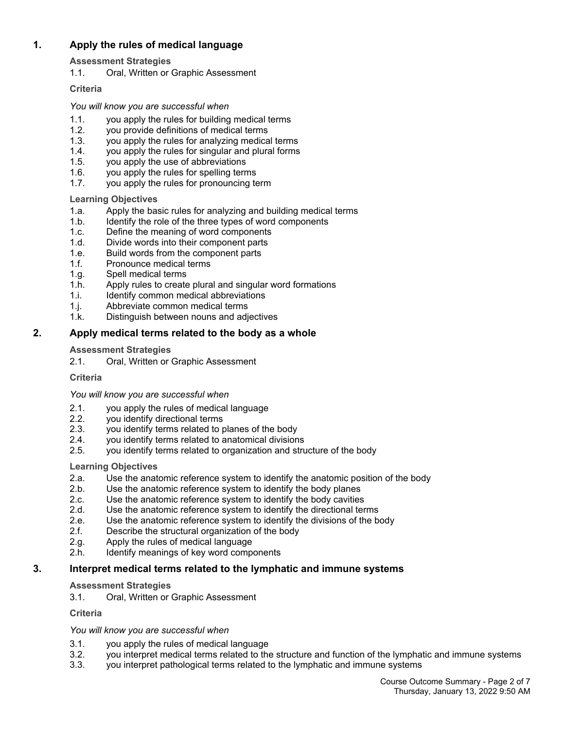## 1. Apply the rules of medical language

**Assessment Strategies**

1.1. Oral, Written or Graphic Assessment

**Criteria**

*You will know you are successful when*

1.1. you apply the rules for building medical terms
1.2. you provide definitions of medical terms
1.3. you apply the rules for analyzing medical terms
1.4. you apply the rules for singular and plural forms
1.5. you apply the use of abbreviations
1.6. you apply the rules for spelling terms
1.7. you apply the rules for pronouncing term

**Learning Objectives**

1.a. Apply the basic rules for analyzing and building medical terms
1.b. Identify the role of the three types of word components
1.c. Define the meaning of word components
1.d. Divide words into their component parts
1.e. Build words from the component parts
1.f. Pronounce medical terms
1.g. Spell medical terms
1.h. Apply rules to create plural and singular word formations
1.i. Identify common medical abbreviations
1.j. Abbreviate common medical terms
1.k. Distinguish between nouns and adjectives

## 2. Apply medical terms related to the body as a whole

**Assessment Strategies**

2.1. Oral, Written or Graphic Assessment

**Criteria**

*You will know you are successful when*

2.1. you apply the rules of medical language
2.2. you identify directional terms
2.3. you identify terms related to planes of the body
2.4. you identify terms related to anatomical divisions
2.5. you identify terms related to organization and structure of the body

**Learning Objectives**

2.a. Use the anatomic reference system to identify the anatomic position of the body
2.b. Use the anatomic reference system to identify the body planes
2.c. Use the anatomic reference system to identify the body cavities
2.d. Use the anatomic reference system to identify the directional terms
2.e. Use the anatomic reference system to identify the divisions of the body
2.f. Describe the structural organization of the body
2.g. Apply the rules of medical language
2.h. Identify meanings of key word components

## 3. Interpret medical terms related to the lymphatic and immune systems

**Assessment Strategies**

3.1. Oral, Written or Graphic Assessment

**Criteria**

*You will know you are successful when*

3.1. you apply the rules of medical language
3.2. you interpret medical terms related to the structure and function of the lymphatic and immune systems
3.3. you interpret pathological terms related to the lymphatic and immune systems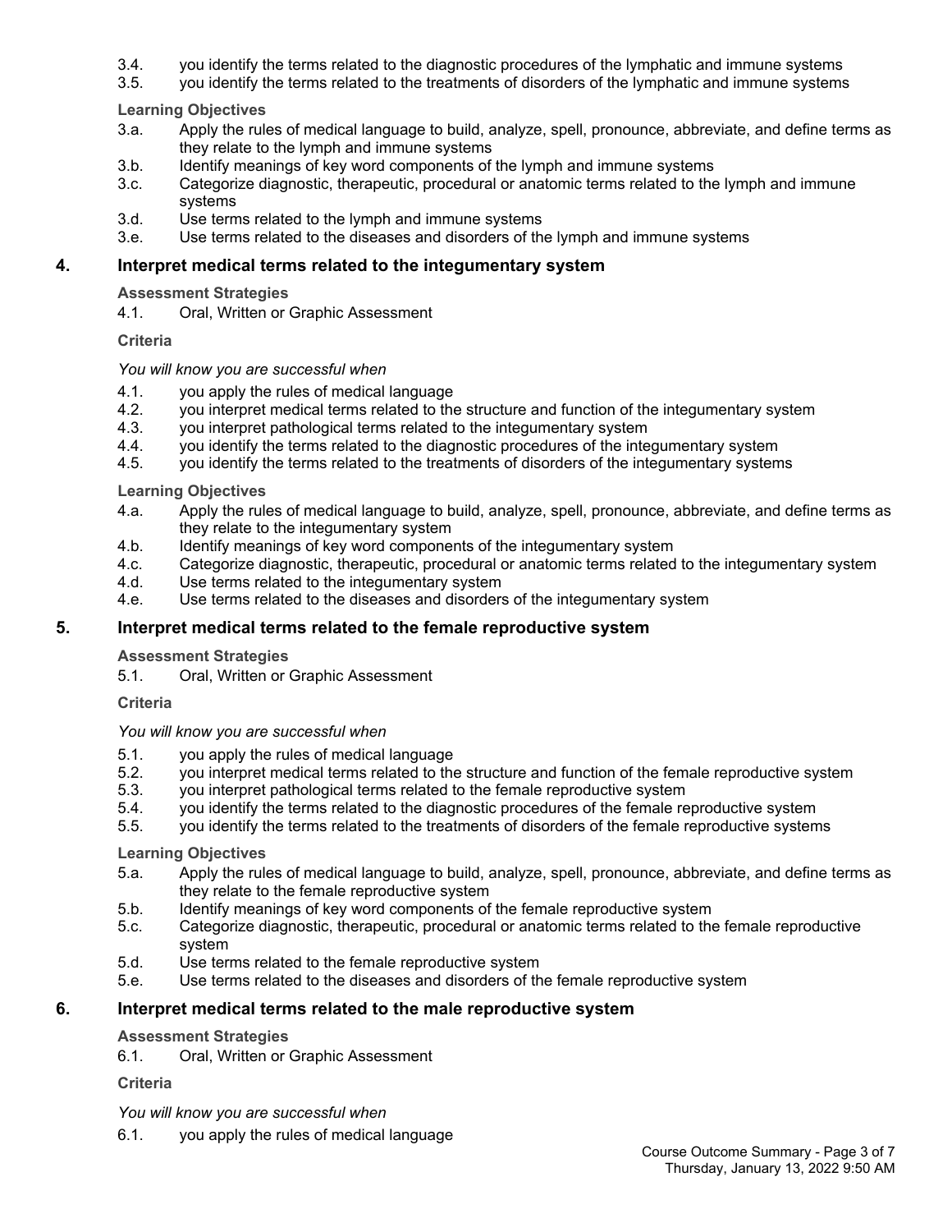3.4. you identify the terms related to the diagnostic procedures of the lymphatic and immune systems
3.5. you identify the terms related to the treatments of disorders of the lymphatic and immune systems

**Learning Objectives**

3.a. Apply the rules of medical language to build, analyze, spell, pronounce, abbreviate, and define terms as they relate to the lymph and immune systems
3.b. Identify meanings of key word components of the lymph and immune systems
3.c. Categorize diagnostic, therapeutic, procedural or anatomic terms related to the lymph and immune systems
3.d. Use terms related to the lymph and immune systems
3.e. Use terms related to the diseases and disorders of the lymph and immune systems

## 4. Interpret medical terms related to the integumentary system

**Assessment Strategies**

4.1. Oral, Written or Graphic Assessment

**Criteria**

*You will know you are successful when*

4.1. you apply the rules of medical language
4.2. you interpret medical terms related to the structure and function of the integumentary system
4.3. you interpret pathological terms related to the integumentary system
4.4. you identify the terms related to the diagnostic procedures of the integumentary system
4.5. you identify the terms related to the treatments of disorders of the integumentary systems

**Learning Objectives**

4.a. Apply the rules of medical language to build, analyze, spell, pronounce, abbreviate, and define terms as they relate to the integumentary system
4.b. Identify meanings of key word components of the integumentary system
4.c. Categorize diagnostic, therapeutic, procedural or anatomic terms related to the integumentary system
4.d. Use terms related to the integumentary system
4.e. Use terms related to the diseases and disorders of the integumentary system

## 5. Interpret medical terms related to the female reproductive system

**Assessment Strategies**

5.1. Oral, Written or Graphic Assessment

**Criteria**

*You will know you are successful when*

5.1. you apply the rules of medical language
5.2. you interpret medical terms related to the structure and function of the female reproductive system
5.3. you interpret pathological terms related to the female reproductive system
5.4. you identify the terms related to the diagnostic procedures of the female reproductive system
5.5. you identify the terms related to the treatments of disorders of the female reproductive systems

**Learning Objectives**

5.a. Apply the rules of medical language to build, analyze, spell, pronounce, abbreviate, and define terms as they relate to the female reproductive system
5.b. Identify meanings of key word components of the female reproductive system
5.c. Categorize diagnostic, therapeutic, procedural or anatomic terms related to the female reproductive system
5.d. Use terms related to the female reproductive system
5.e. Use terms related to the diseases and disorders of the female reproductive system

## 6. Interpret medical terms related to the male reproductive system

**Assessment Strategies**

6.1. Oral, Written or Graphic Assessment

**Criteria**

*You will know you are successful when*

6.1. you apply the rules of medical language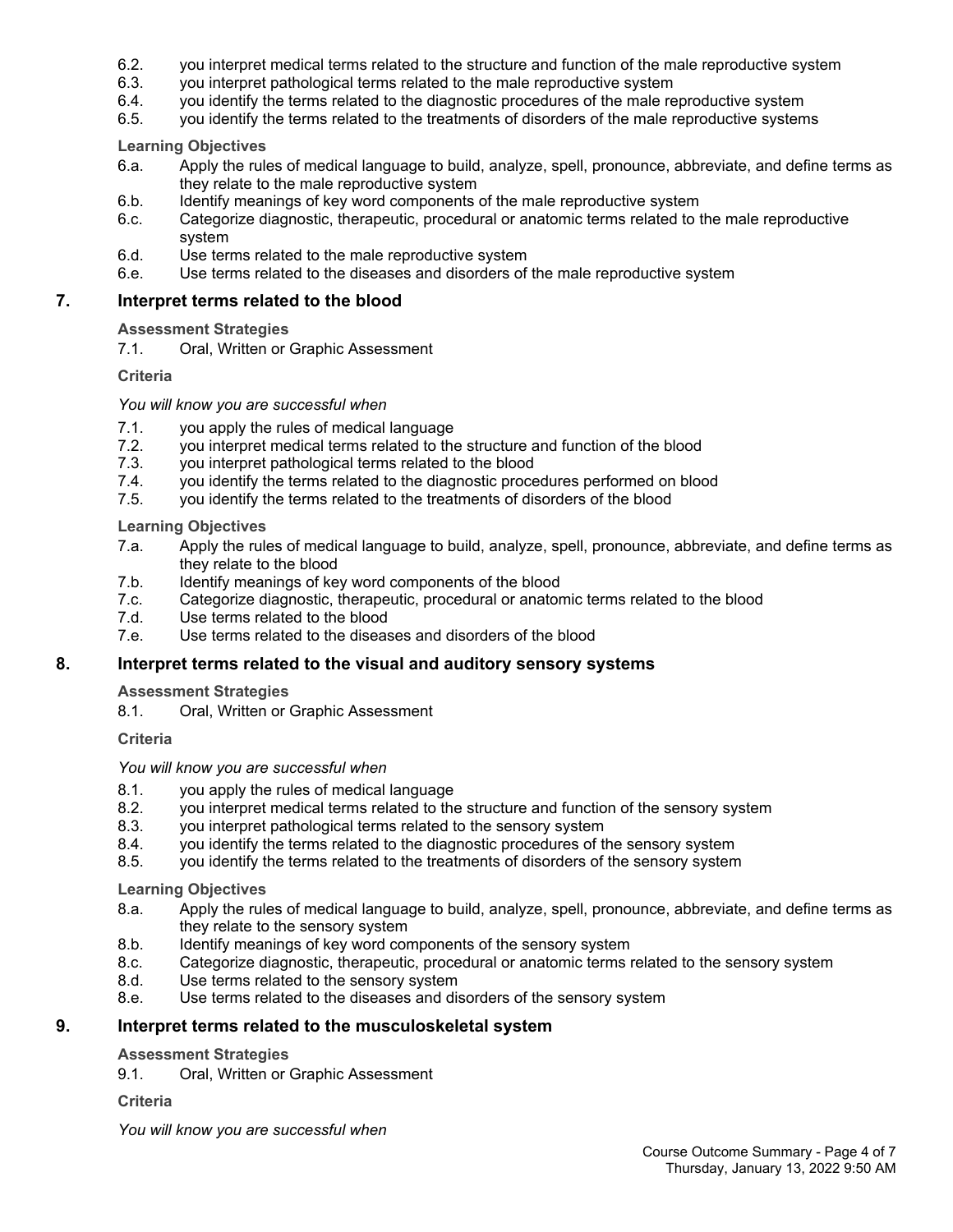6.2. you interpret medical terms related to the structure and function of the male reproductive system
6.3. you interpret pathological terms related to the male reproductive system
6.4. you identify the terms related to the diagnostic procedures of the male reproductive system
6.5. you identify the terms related to the treatments of disorders of the male reproductive systems

**Learning Objectives**

6.a. Apply the rules of medical language to build, analyze, spell, pronounce, abbreviate, and define terms as they relate to the male reproductive system
6.b. Identify meanings of key word components of the male reproductive system
6.c. Categorize diagnostic, therapeutic, procedural or anatomic terms related to the male reproductive system
6.d. Use terms related to the male reproductive system
6.e. Use terms related to the diseases and disorders of the male reproductive system

## 7. Interpret terms related to the blood

**Assessment Strategies**

7.1. Oral, Written or Graphic Assessment

**Criteria**

*You will know you are successful when*

7.1. you apply the rules of medical language
7.2. you interpret medical terms related to the structure and function of the blood
7.3. you interpret pathological terms related to the blood
7.4. you identify the terms related to the diagnostic procedures performed on blood
7.5. you identify the terms related to the treatments of disorders of the blood

**Learning Objectives**

7.a. Apply the rules of medical language to build, analyze, spell, pronounce, abbreviate, and define terms as they relate to the blood
7.b. Identify meanings of key word components of the blood
7.c. Categorize diagnostic, therapeutic, procedural or anatomic terms related to the blood
7.d. Use terms related to the blood
7.e. Use terms related to the diseases and disorders of the blood

## 8. Interpret terms related to the visual and auditory sensory systems

**Assessment Strategies**

8.1. Oral, Written or Graphic Assessment

**Criteria**

*You will know you are successful when*

8.1. you apply the rules of medical language
8.2. you interpret medical terms related to the structure and function of the sensory system
8.3. you interpret pathological terms related to the sensory system
8.4. you identify the terms related to the diagnostic procedures of the sensory system
8.5. you identify the terms related to the treatments of disorders of the sensory system

**Learning Objectives**

8.a. Apply the rules of medical language to build, analyze, spell, pronounce, abbreviate, and define terms as they relate to the sensory system
8.b. Identify meanings of key word components of the sensory system
8.c. Categorize diagnostic, therapeutic, procedural or anatomic terms related to the sensory system
8.d. Use terms related to the sensory system
8.e. Use terms related to the diseases and disorders of the sensory system

## 9. Interpret terms related to the musculoskeletal system

**Assessment Strategies**

9.1. Oral, Written or Graphic Assessment

**Criteria**

*You will know you are successful when*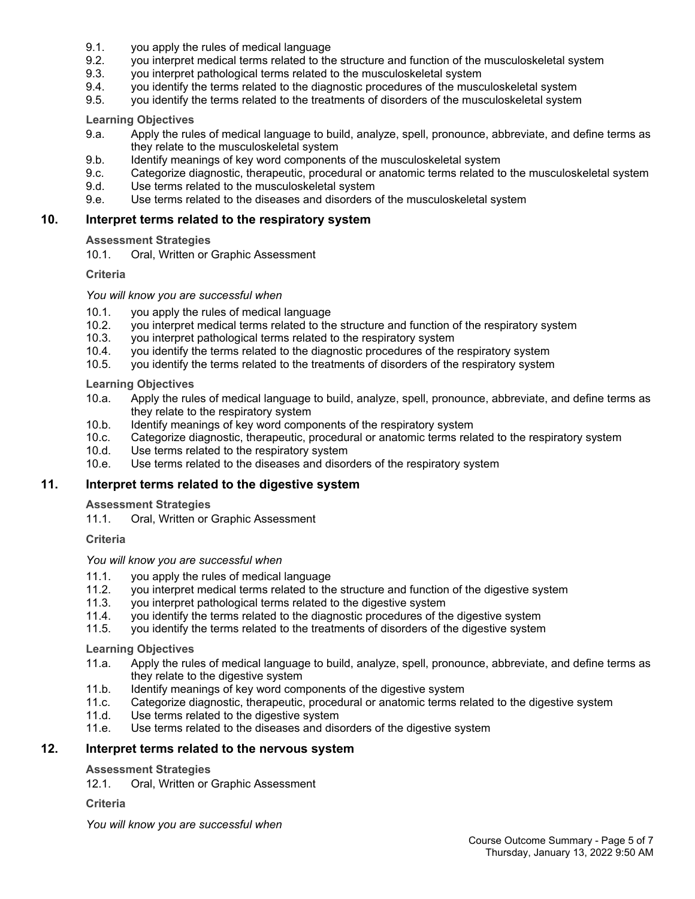9.1. you apply the rules of medical language
9.2. you interpret medical terms related to the structure and function of the musculoskeletal system
9.3. you interpret pathological terms related to the musculoskeletal system
9.4. you identify the terms related to the diagnostic procedures of the musculoskeletal system
9.5. you identify the terms related to the treatments of disorders of the musculoskeletal system

**Learning Objectives**

9.a. Apply the rules of medical language to build, analyze, spell, pronounce, abbreviate, and define terms as they relate to the musculoskeletal system
9.b. Identify meanings of key word components of the musculoskeletal system
9.c. Categorize diagnostic, therapeutic, procedural or anatomic terms related to the musculoskeletal system
9.d. Use terms related to the musculoskeletal system
9.e. Use terms related to the diseases and disorders of the musculoskeletal system

## 10. Interpret terms related to the respiratory system

**Assessment Strategies**

10.1. Oral, Written or Graphic Assessment

**Criteria**

*You will know you are successful when*

10.1. you apply the rules of medical language
10.2. you interpret medical terms related to the structure and function of the respiratory system
10.3. you interpret pathological terms related to the respiratory system
10.4. you identify the terms related to the diagnostic procedures of the respiratory system
10.5. you identify the terms related to the treatments of disorders of the respiratory system

**Learning Objectives**

10.a. Apply the rules of medical language to build, analyze, spell, pronounce, abbreviate, and define terms as they relate to the respiratory system
10.b. Identify meanings of key word components of the respiratory system
10.c. Categorize diagnostic, therapeutic, procedural or anatomic terms related to the respiratory system
10.d. Use terms related to the respiratory system
10.e. Use terms related to the diseases and disorders of the respiratory system

## 11. Interpret terms related to the digestive system

**Assessment Strategies**

11.1. Oral, Written or Graphic Assessment

**Criteria**

*You will know you are successful when*

11.1. you apply the rules of medical language
11.2. you interpret medical terms related to the structure and function of the digestive system
11.3. you interpret pathological terms related to the digestive system
11.4. you identify the terms related to the diagnostic procedures of the digestive system
11.5. you identify the terms related to the treatments of disorders of the digestive system

**Learning Objectives**

11.a. Apply the rules of medical language to build, analyze, spell, pronounce, abbreviate, and define terms as they relate to the digestive system
11.b. Identify meanings of key word components of the digestive system
11.c. Categorize diagnostic, therapeutic, procedural or anatomic terms related to the digestive system
11.d. Use terms related to the digestive system
11.e. Use terms related to the diseases and disorders of the digestive system

## 12. Interpret terms related to the nervous system

**Assessment Strategies**

12.1. Oral, Written or Graphic Assessment

**Criteria**

*You will know you are successful when*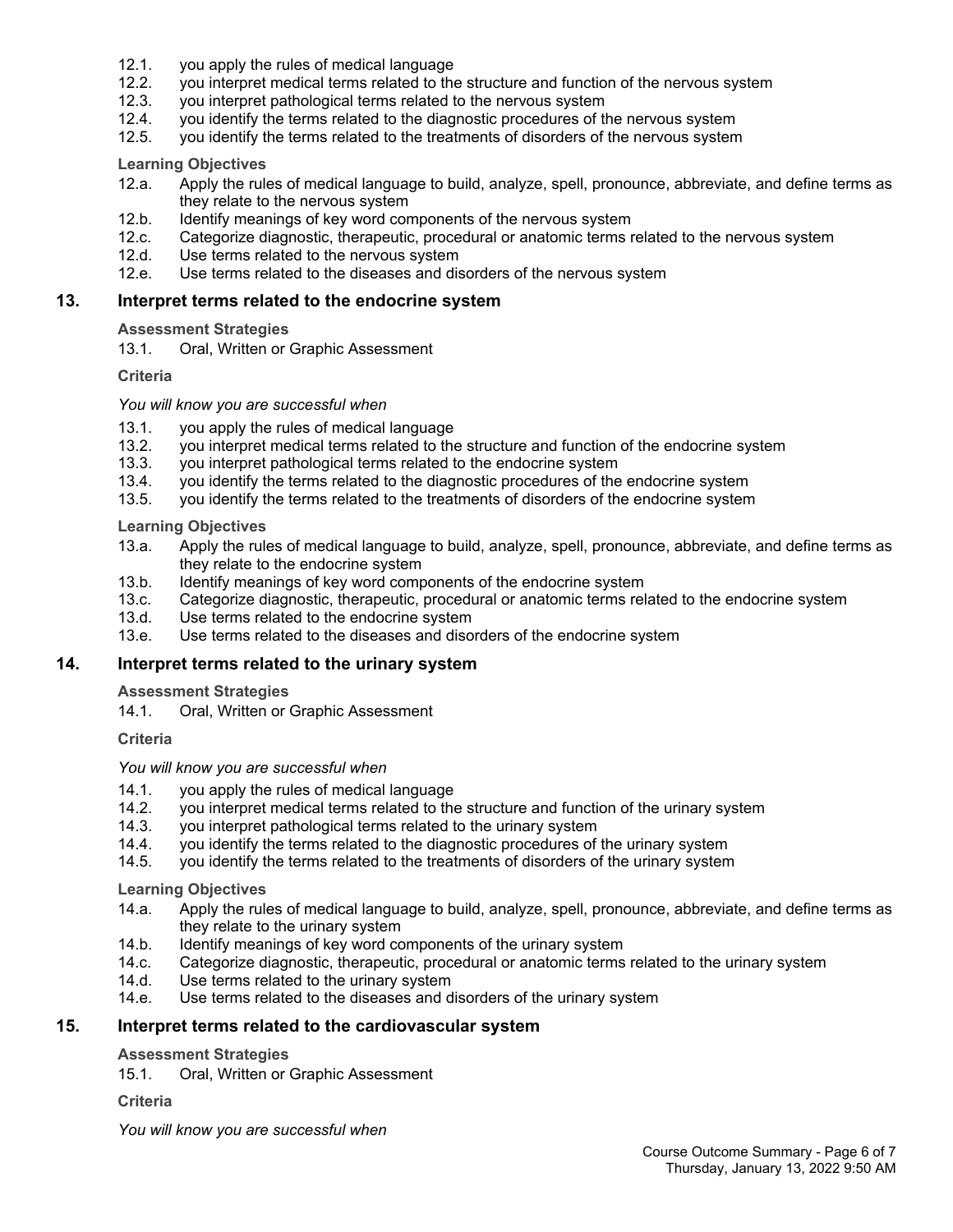12.1. you apply the rules of medical language
12.2. you interpret medical terms related to the structure and function of the nervous system
12.3. you interpret pathological terms related to the nervous system
12.4. you identify the terms related to the diagnostic procedures of the nervous system
12.5. you identify the terms related to the treatments of disorders of the nervous system

**Learning Objectives**

12.a. Apply the rules of medical language to build, analyze, spell, pronounce, abbreviate, and define terms as they relate to the nervous system
12.b. Identify meanings of key word components of the nervous system
12.c. Categorize diagnostic, therapeutic, procedural or anatomic terms related to the nervous system
12.d. Use terms related to the nervous system
12.e. Use terms related to the diseases and disorders of the nervous system

## 13. Interpret terms related to the endocrine system

**Assessment Strategies**

13.1. Oral, Written or Graphic Assessment

**Criteria**

*You will know you are successful when*

13.1. you apply the rules of medical language
13.2. you interpret medical terms related to the structure and function of the endocrine system
13.3. you interpret pathological terms related to the endocrine system
13.4. you identify the terms related to the diagnostic procedures of the endocrine system
13.5. you identify the terms related to the treatments of disorders of the endocrine system

**Learning Objectives**

13.a. Apply the rules of medical language to build, analyze, spell, pronounce, abbreviate, and define terms as they relate to the endocrine system
13.b. Identify meanings of key word components of the endocrine system
13.c. Categorize diagnostic, therapeutic, procedural or anatomic terms related to the endocrine system
13.d. Use terms related to the endocrine system
13.e. Use terms related to the diseases and disorders of the endocrine system

## 14. Interpret terms related to the urinary system

**Assessment Strategies**

14.1. Oral, Written or Graphic Assessment

**Criteria**

*You will know you are successful when*

14.1. you apply the rules of medical language
14.2. you interpret medical terms related to the structure and function of the urinary system
14.3. you interpret pathological terms related to the urinary system
14.4. you identify the terms related to the diagnostic procedures of the urinary system
14.5. you identify the terms related to the treatments of disorders of the urinary system

**Learning Objectives**

14.a. Apply the rules of medical language to build, analyze, spell, pronounce, abbreviate, and define terms as they relate to the urinary system
14.b. Identify meanings of key word components of the urinary system
14.c. Categorize diagnostic, therapeutic, procedural or anatomic terms related to the urinary system
14.d. Use terms related to the urinary system
14.e. Use terms related to the diseases and disorders of the urinary system

## 15. Interpret terms related to the cardiovascular system

**Assessment Strategies**

15.1. Oral, Written or Graphic Assessment

**Criteria**

*You will know you are successful when*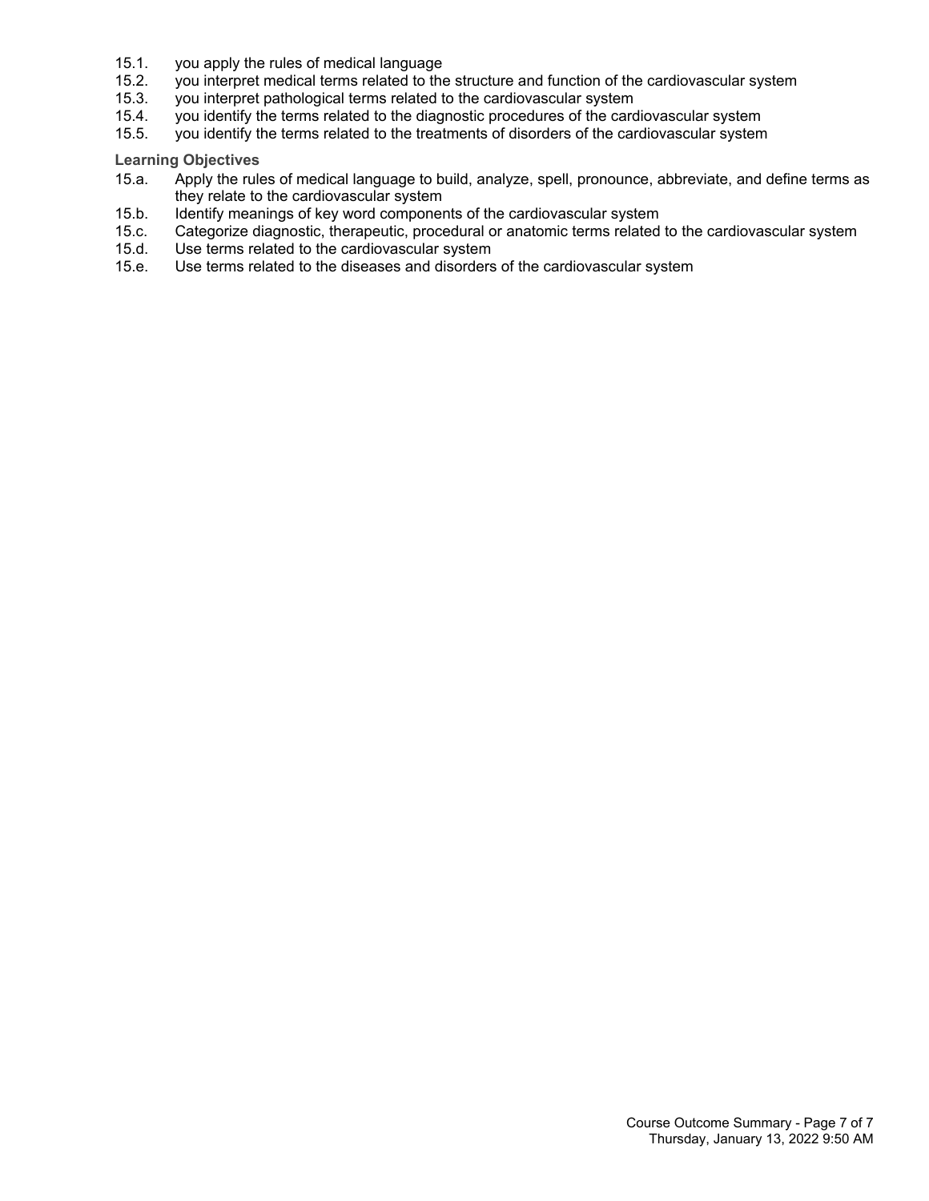15.1. you apply the rules of medical language
15.2. you interpret medical terms related to the structure and function of the cardiovascular system
15.3. you interpret pathological terms related to the cardiovascular system
15.4. you identify the terms related to the diagnostic procedures of the cardiovascular system
15.5. you identify the terms related to the treatments of disorders of the cardiovascular system

**Learning Objectives**

15.a. Apply the rules of medical language to build, analyze, spell, pronounce, abbreviate, and define terms as they relate to the cardiovascular system
15.b. Identify meanings of key word components of the cardiovascular system
15.c. Categorize diagnostic, therapeutic, procedural or anatomic terms related to the cardiovascular system
15.d. Use terms related to the cardiovascular system
15.e. Use terms related to the diseases and disorders of the cardiovascular system